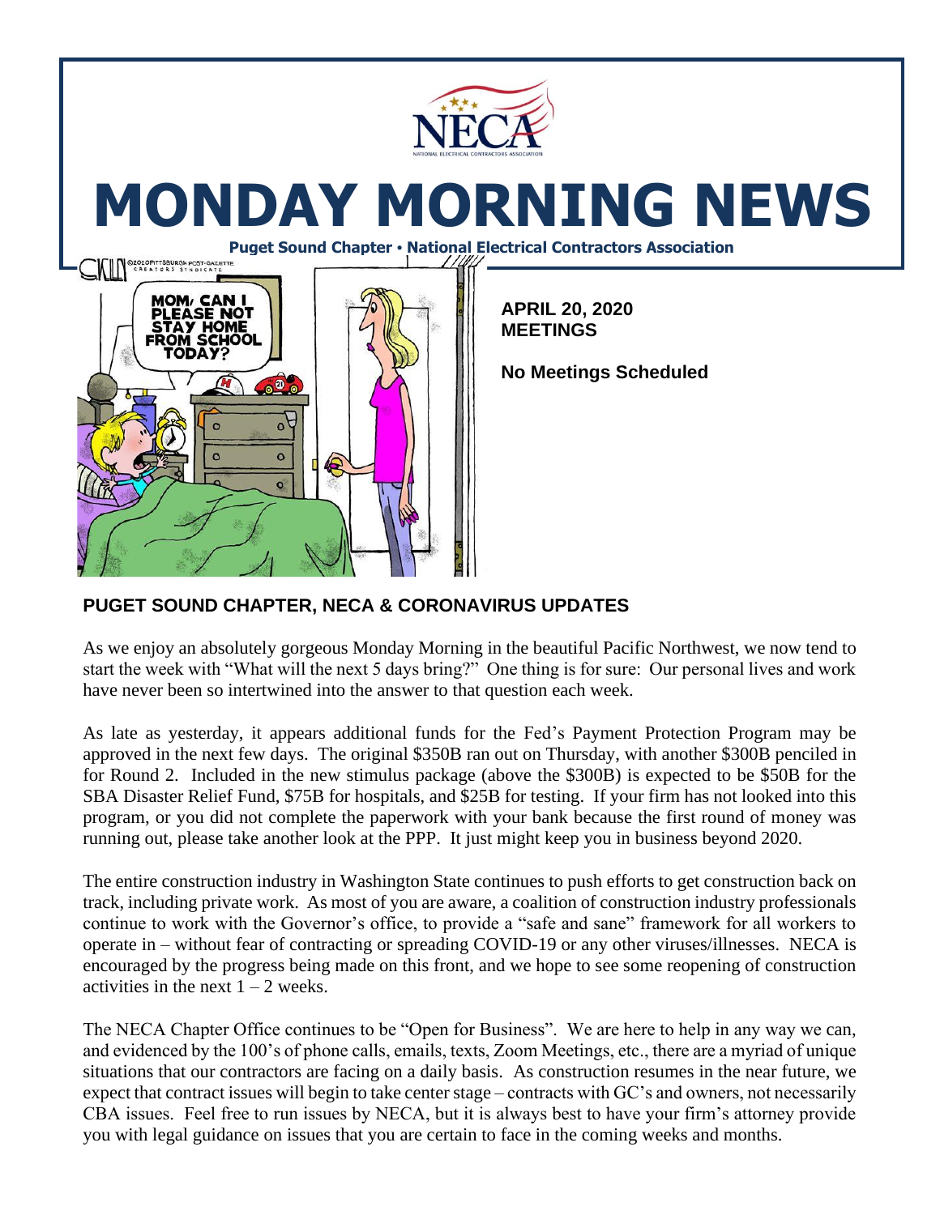# MONDAY MORNING NEWS

**Puget Sound Chapter • National Electrical Contractors Association**

**APRIL 20, 2020**
**MEETINGS**

**No Meetings Scheduled**

## PUGET SOUND CHAPTER, NECA & CORONAVIRUS UPDATES

As we enjoy an absolutely gorgeous Monday Morning in the beautiful Pacific Northwest, we now tend to start the week with "What will the next 5 days bring?" One thing is for sure: Our personal lives and work have never been so intertwined into the answer to that question each week.

As late as yesterday, it appears additional funds for the Fed's Payment Protection Program may be approved in the next few days. The original $350B ran out on Thursday, with another $300B penciled in for Round 2. Included in the new stimulus package (above the $300B) is expected to be $50B for the SBA Disaster Relief Fund, $75B for hospitals, and $25B for testing. If your firm has not looked into this program, or you did not complete the paperwork with your bank because the first round of money was running out, please take another look at the PPP. It just might keep you in business beyond 2020.

The entire construction industry in Washington State continues to push efforts to get construction back on track, including private work. As most of you are aware, a coalition of construction industry professionals continue to work with the Governor's office, to provide a "safe and sane" framework for all workers to operate in – without fear of contracting or spreading COVID-19 or any other viruses/illnesses. NECA is encouraged by the progress being made on this front, and we hope to see some reopening of construction activities in the next 1 – 2 weeks.

The NECA Chapter Office continues to be "Open for Business". We are here to help in any way we can, and evidenced by the 100's of phone calls, emails, texts, Zoom Meetings, etc., there are a myriad of unique situations that our contractors are facing on a daily basis. As construction resumes in the near future, we expect that contract issues will begin to take center stage – contracts with GC's and owners, not necessarily CBA issues. Feel free to run issues by NECA, but it is always best to have your firm's attorney provide you with legal guidance on issues that you are certain to face in the coming weeks and months.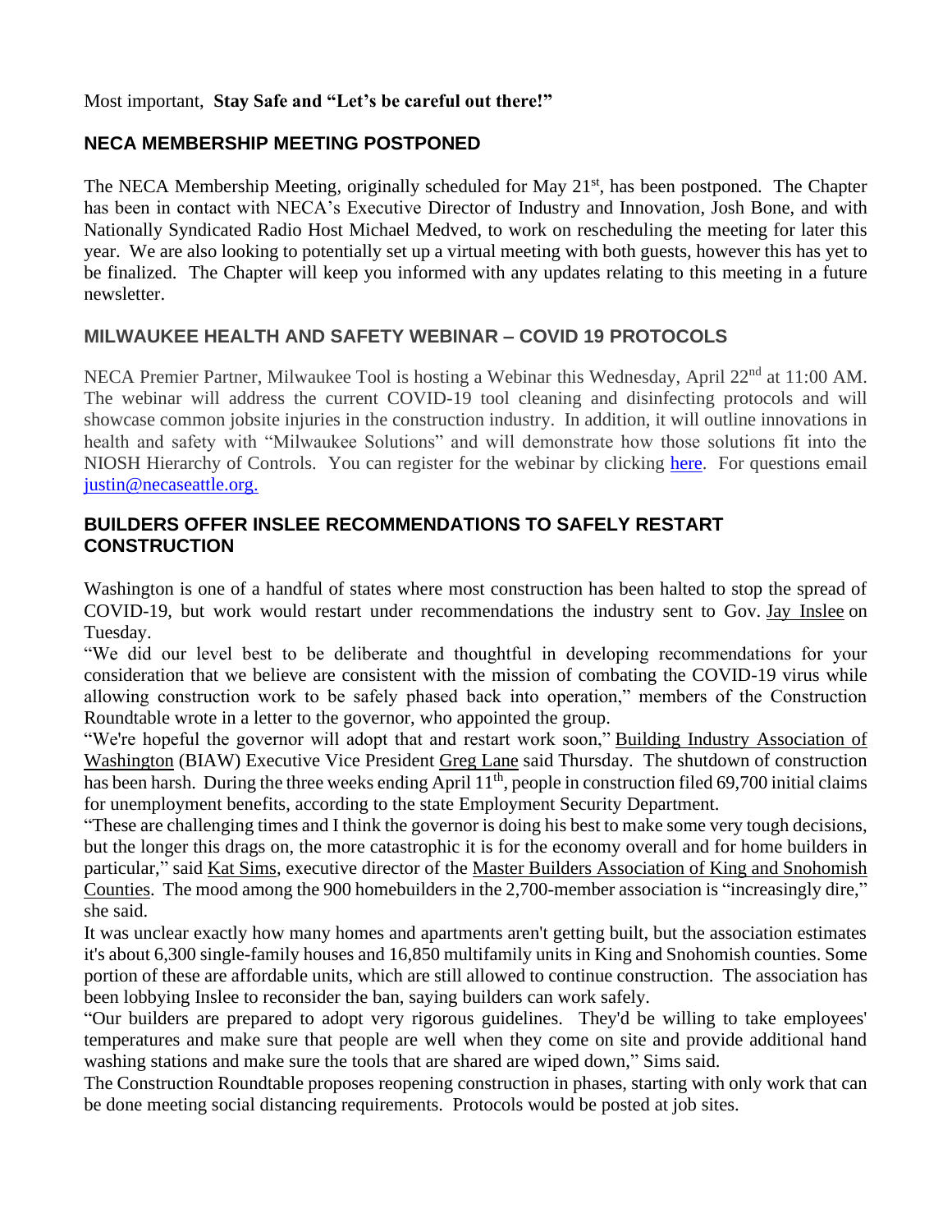Most important, **Stay Safe and "Let's be careful out there!"**

## NECA MEMBERSHIP MEETING POSTPONED

The NECA Membership Meeting, originally scheduled for May 21st, has been postponed. The Chapter has been in contact with NECA's Executive Director of Industry and Innovation, Josh Bone, and with Nationally Syndicated Radio Host Michael Medved, to work on rescheduling the meeting for later this year. We are also looking to potentially set up a virtual meeting with both guests, however this has yet to be finalized. The Chapter will keep you informed with any updates relating to this meeting in a future newsletter.

## MILWAUKEE HEALTH AND SAFETY WEBINAR – COVID 19 PROTOCOLS

NECA Premier Partner, Milwaukee Tool is hosting a Webinar this Wednesday, April 22nd at 11:00 AM. The webinar will address the current COVID-19 tool cleaning and disinfecting protocols and will showcase common jobsite injuries in the construction industry. In addition, it will outline innovations in health and safety with "Milwaukee Solutions" and will demonstrate how those solutions fit into the NIOSH Hierarchy of Controls. You can register for the webinar by clicking here. For questions email justin@necaseattle.org.

## BUILDERS OFFER INSLEE RECOMMENDATIONS TO SAFELY RESTART CONSTRUCTION

Washington is one of a handful of states where most construction has been halted to stop the spread of COVID-19, but work would restart under recommendations the industry sent to Gov. Jay Inslee on Tuesday.

"We did our level best to be deliberate and thoughtful in developing recommendations for your consideration that we believe are consistent with the mission of combating the COVID-19 virus while allowing construction work to be safely phased back into operation," members of the Construction Roundtable wrote in a letter to the governor, who appointed the group.

"We're hopeful the governor will adopt that and restart work soon," Building Industry Association of Washington (BIAW) Executive Vice President Greg Lane said Thursday. The shutdown of construction has been harsh. During the three weeks ending April 11th, people in construction filed 69,700 initial claims for unemployment benefits, according to the state Employment Security Department.

"These are challenging times and I think the governor is doing his best to make some very tough decisions, but the longer this drags on, the more catastrophic it is for the economy overall and for home builders in particular," said Kat Sims, executive director of the Master Builders Association of King and Snohomish Counties. The mood among the 900 homebuilders in the 2,700-member association is "increasingly dire," she said.

It was unclear exactly how many homes and apartments aren't getting built, but the association estimates it's about 6,300 single-family houses and 16,850 multifamily units in King and Snohomish counties. Some portion of these are affordable units, which are still allowed to continue construction. The association has been lobbying Inslee to reconsider the ban, saying builders can work safely.

"Our builders are prepared to adopt very rigorous guidelines. They'd be willing to take employees' temperatures and make sure that people are well when they come on site and provide additional hand washing stations and make sure the tools that are shared are wiped down," Sims said.

The Construction Roundtable proposes reopening construction in phases, starting with only work that can be done meeting social distancing requirements. Protocols would be posted at job sites.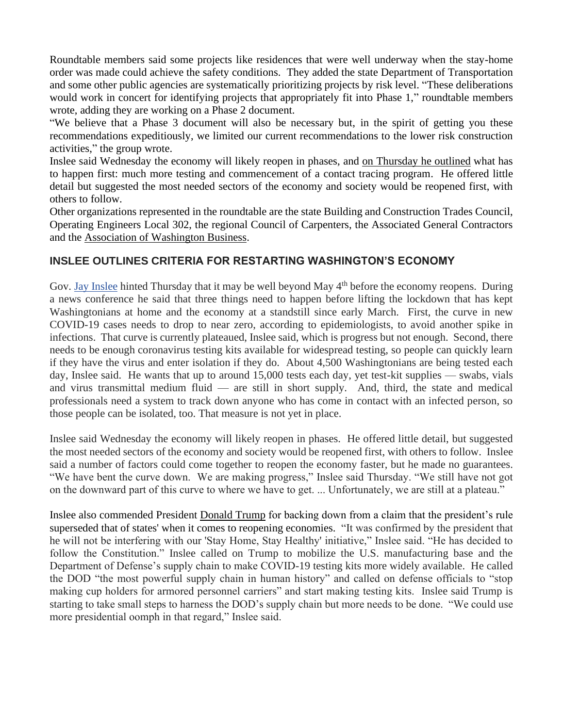Roundtable members said some projects like residences that were well underway when the stay-home order was made could achieve the safety conditions. They added the state Department of Transportation and some other public agencies are systematically prioritizing projects by risk level. "These deliberations would work in concert for identifying projects that appropriately fit into Phase 1," roundtable members wrote, adding they are working on a Phase 2 document.

"We believe that a Phase 3 document will also be necessary but, in the spirit of getting you these recommendations expeditiously, we limited our current recommendations to the lower risk construction activities," the group wrote.

Inslee said Wednesday the economy will likely reopen in phases, and on Thursday he outlined what has to happen first: much more testing and commencement of a contact tracing program. He offered little detail but suggested the most needed sectors of the economy and society would be reopened first, with others to follow.

Other organizations represented in the roundtable are the state Building and Construction Trades Council, Operating Engineers Local 302, the regional Council of Carpenters, the Associated General Contractors and the Association of Washington Business.

## INSLEE OUTLINES CRITERIA FOR RESTARTING WASHINGTON'S ECONOMY

Gov. Jay Inslee hinted Thursday that it may be well beyond May 4th before the economy reopens. During a news conference he said that three things need to happen before lifting the lockdown that has kept Washingtonians at home and the economy at a standstill since early March. First, the curve in new COVID-19 cases needs to drop to near zero, according to epidemiologists, to avoid another spike in infections. That curve is currently plateaued, Inslee said, which is progress but not enough. Second, there needs to be enough coronavirus testing kits available for widespread testing, so people can quickly learn if they have the virus and enter isolation if they do. About 4,500 Washingtonians are being tested each day, Inslee said. He wants that up to around 15,000 tests each day, yet test-kit supplies — swabs, vials and virus transmittal medium fluid — are still in short supply. And, third, the state and medical professionals need a system to track down anyone who has come in contact with an infected person, so those people can be isolated, too. That measure is not yet in place.

Inslee said Wednesday the economy will likely reopen in phases. He offered little detail, but suggested the most needed sectors of the economy and society would be reopened first, with others to follow. Inslee said a number of factors could come together to reopen the economy faster, but he made no guarantees. "We have bent the curve down. We are making progress," Inslee said Thursday. "We still have not got on the downward part of this curve to where we have to get. ... Unfortunately, we are still at a plateau."

Inslee also commended President Donald Trump for backing down from a claim that the president's rule superseded that of states' when it comes to reopening economies. "It was confirmed by the president that he will not be interfering with our 'Stay Home, Stay Healthy' initiative," Inslee said. "He has decided to follow the Constitution." Inslee called on Trump to mobilize the U.S. manufacturing base and the Department of Defense's supply chain to make COVID-19 testing kits more widely available. He called the DOD "the most powerful supply chain in human history" and called on defense officials to "stop making cup holders for armored personnel carriers" and start making testing kits. Inslee said Trump is starting to take small steps to harness the DOD's supply chain but more needs to be done. "We could use more presidential oomph in that regard," Inslee said.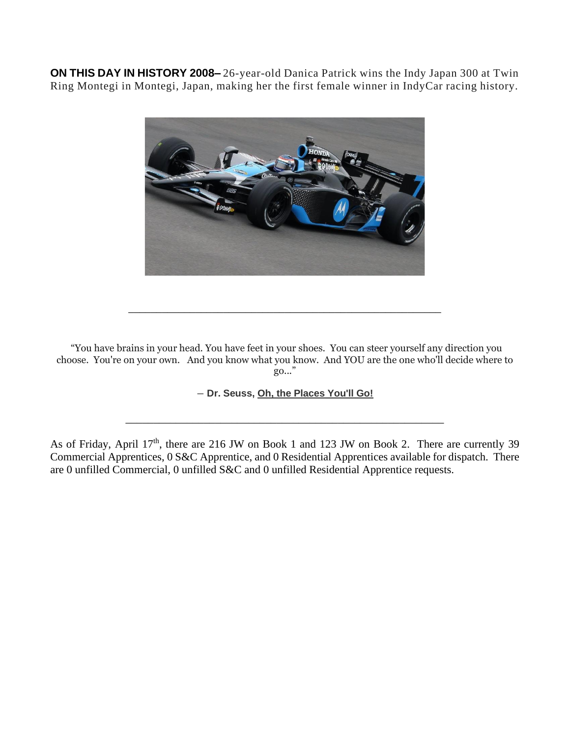**ON THIS DAY IN HISTORY 2008–** 26-year-old Danica Patrick wins the Indy Japan 300 at Twin Ring Montegi in Montegi, Japan, making her the first female winner in IndyCar racing history.

---

"You have brains in your head. You have feet in your shoes. You can steer yourself any direction you choose. You're on your own. And you know what you know. And YOU are the one who'll decide where to go..."

– **Dr. Seuss, Oh, the Places You'll Go!**

---

As of Friday, April 17th, there are 216 JW on Book 1 and 123 JW on Book 2. There are currently 39 Commercial Apprentices, 0 S&C Apprentice, and 0 Residential Apprentices available for dispatch. There are 0 unfilled Commercial, 0 unfilled S&C and 0 unfilled Residential Apprentice requests.